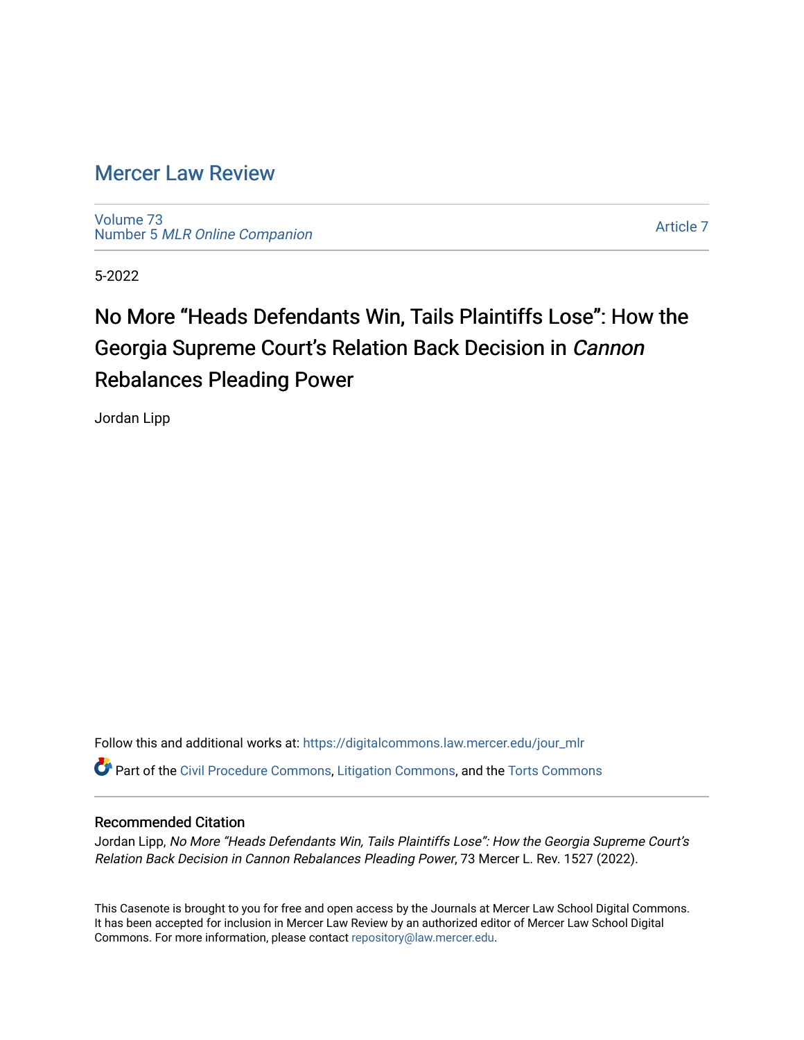# Mercer Law Review

Volume 73
Number 5 *MLR Online Companion*

Article 7

5-2022

## No More "Heads Defendants Win, Tails Plaintiffs Lose": How the Georgia Supreme Court's Relation Back Decision in *Cannon* Rebalances Pleading Power

Jordan Lipp

Follow this and additional works at: https://digitalcommons.law.mercer.edu/jour_mlr

Part of the Civil Procedure Commons, Litigation Commons, and the Torts Commons

### Recommended Citation

Jordan Lipp, *No More "Heads Defendants Win, Tails Plaintiffs Lose": How the Georgia Supreme Court's Relation Back Decision in Cannon Rebalances Pleading Power*, 73 Mercer L. Rev. 1527 (2022).

This Casenote is brought to you for free and open access by the Journals at Mercer Law School Digital Commons. It has been accepted for inclusion in Mercer Law Review by an authorized editor of Mercer Law School Digital Commons. For more information, please contact repository@law.mercer.edu.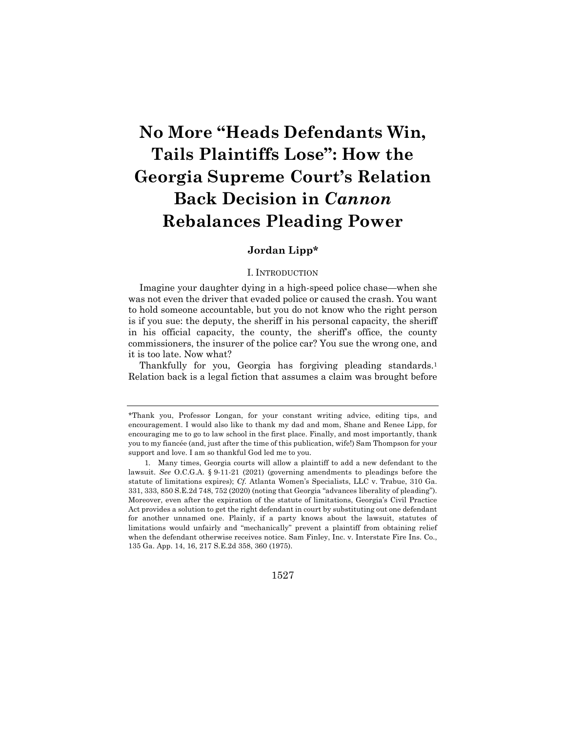# No More "Heads Defendants Win, Tails Plaintiffs Lose": How the Georgia Supreme Court's Relation Back Decision in *Cannon* Rebalances Pleading Power

**Jordan Lipp***

## I. Introduction

Imagine your daughter dying in a high-speed police chase—when she was not even the driver that evaded police or caused the crash. You want to hold someone accountable, but you do not know who the right person is if you sue: the deputy, the sheriff in his personal capacity, the sheriff in his official capacity, the county, the sheriff's office, the county commissioners, the insurer of the police car? You sue the wrong one, and it is too late. Now what?

Thankfully for you, Georgia has forgiving pleading standards.[1] Relation back is a legal fiction that assumes a claim was brought before

---

*Thank you, Professor Longan, for your constant writing advice, editing tips, and encouragement. I would also like to thank my dad and mom, Shane and Renee Lipp, for encouraging me to go to law school in the first place. Finally, and most importantly, thank you to my fiancée (and, just after the time of this publication, wife!) Sam Thompson for your support and love. I am so thankful God led me to you.

1. Many times, Georgia courts will allow a plaintiff to add a new defendant to the lawsuit. *See* O.C.G.A. § 9-11-21 (2021) (governing amendments to pleadings before the statute of limitations expires); *Cf.* Atlanta Women's Specialists, LLC v. Trabue, 310 Ga. 331, 333, 850 S.E.2d 748, 752 (2020) (noting that Georgia "advances liberality of pleading"). Moreover, even after the expiration of the statute of limitations, Georgia's Civil Practice Act provides a solution to get the right defendant in court by substituting out one defendant for another unnamed one. Plainly, if a party knows about the lawsuit, statutes of limitations would unfairly and "mechanically" prevent a plaintiff from obtaining relief when the defendant otherwise receives notice. Sam Finley, Inc. v. Interstate Fire Ins. Co., 135 Ga. App. 14, 16, 217 S.E.2d 358, 360 (1975).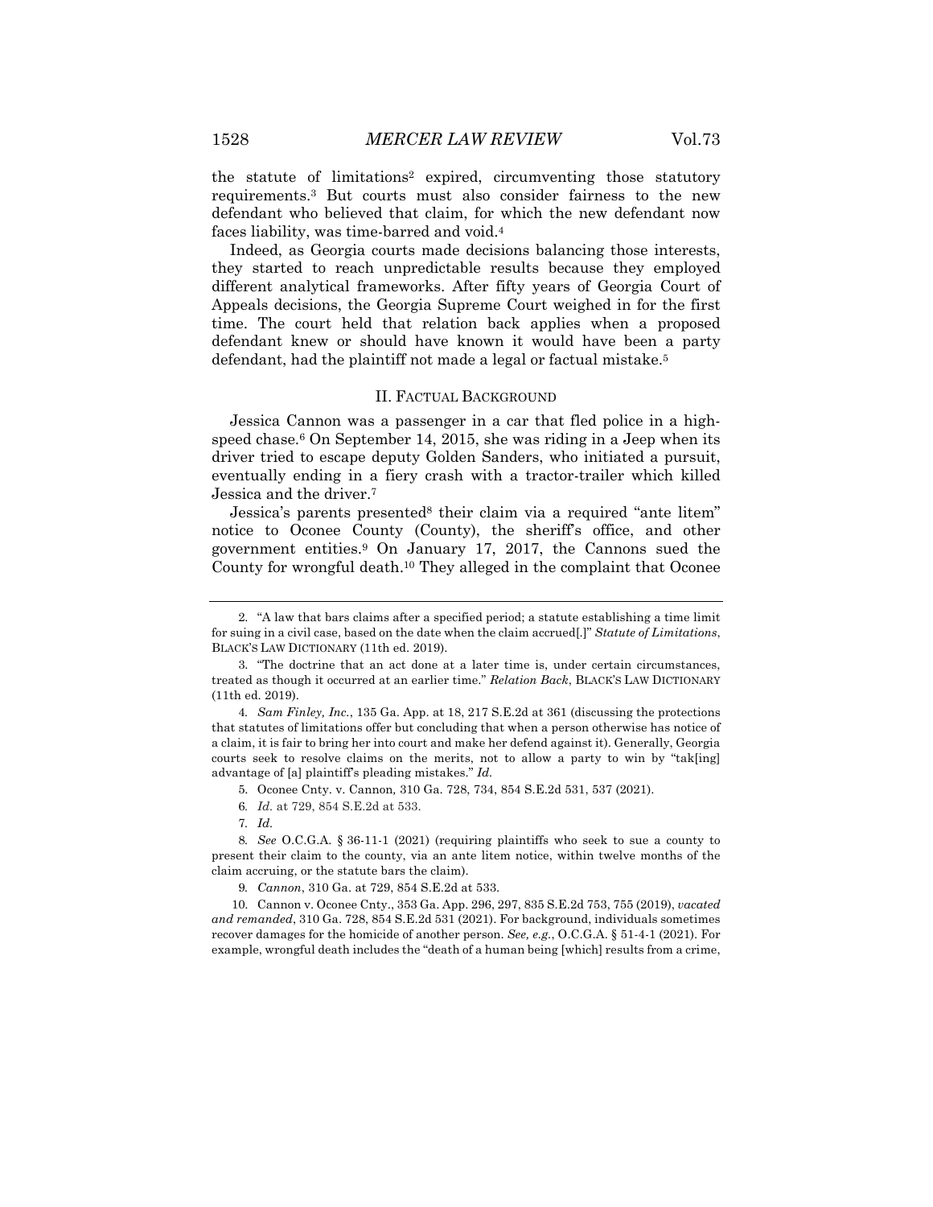the statute of limitations[2] expired, circumventing those statutory requirements.[3] But courts must also consider fairness to the new defendant who believed that claim, for which the new defendant now faces liability, was time-barred and void.[4]

Indeed, as Georgia courts made decisions balancing those interests, they started to reach unpredictable results because they employed different analytical frameworks. After fifty years of Georgia Court of Appeals decisions, the Georgia Supreme Court weighed in for the first time. The court held that relation back applies when a proposed defendant knew or should have known it would have been a party defendant, had the plaintiff not made a legal or factual mistake.[5]

## II. FACTUAL BACKGROUND

Jessica Cannon was a passenger in a car that fled police in a high-speed chase.[6] On September 14, 2015, she was riding in a Jeep when its driver tried to escape deputy Golden Sanders, who initiated a pursuit, eventually ending in a fiery crash with a tractor-trailer which killed Jessica and the driver.[7]

Jessica's parents presented[8] their claim via a required "ante litem" notice to Oconee County (County), the sheriff's office, and other government entities.[9] On January 17, 2017, the Cannons sued the County for wrongful death.[10] They alleged in the complaint that Oconee

---

2. "A law that bars claims after a specified period; a statute establishing a time limit for suing in a civil case, based on the date when the claim accrued[.]" *Statute of Limitations*, BLACK'S LAW DICTIONARY (11th ed. 2019).

3. "The doctrine that an act done at a later time is, under certain circumstances, treated as though it occurred at an earlier time." *Relation Back*, BLACK'S LAW DICTIONARY (11th ed. 2019).

4. *Sam Finley, Inc.*, 135 Ga. App. at 18, 217 S.E.2d at 361 (discussing the protections that statutes of limitations offer but concluding that when a person otherwise has notice of a claim, it is fair to bring her into court and make her defend against it). Generally, Georgia courts seek to resolve claims on the merits, not to allow a party to win by "tak[ing] advantage of [a] plaintiff's pleading mistakes." *Id.*

5. Oconee Cnty. v. Cannon*,* 310 Ga. 728, 734, 854 S.E.2d 531, 537 (2021).

6. *Id.* at 729, 854 S.E.2d at 533.

7. *Id.*

8. *See* O.C.G.A. § 36-11-1 (2021) (requiring plaintiffs who seek to sue a county to present their claim to the county, via an ante litem notice, within twelve months of the claim accruing, or the statute bars the claim).

9. *Cannon*, 310 Ga. at 729, 854 S.E.2d at 533.

10. Cannon v. Oconee Cnty., 353 Ga. App. 296, 297, 835 S.E.2d 753, 755 (2019), *vacated and remanded*, 310 Ga. 728, 854 S.E.2d 531 (2021). For background, individuals sometimes recover damages for the homicide of another person. *See, e.g.*, O.C.G.A. § 51-4-1 (2021). For example, wrongful death includes the "death of a human being [which] results from a crime,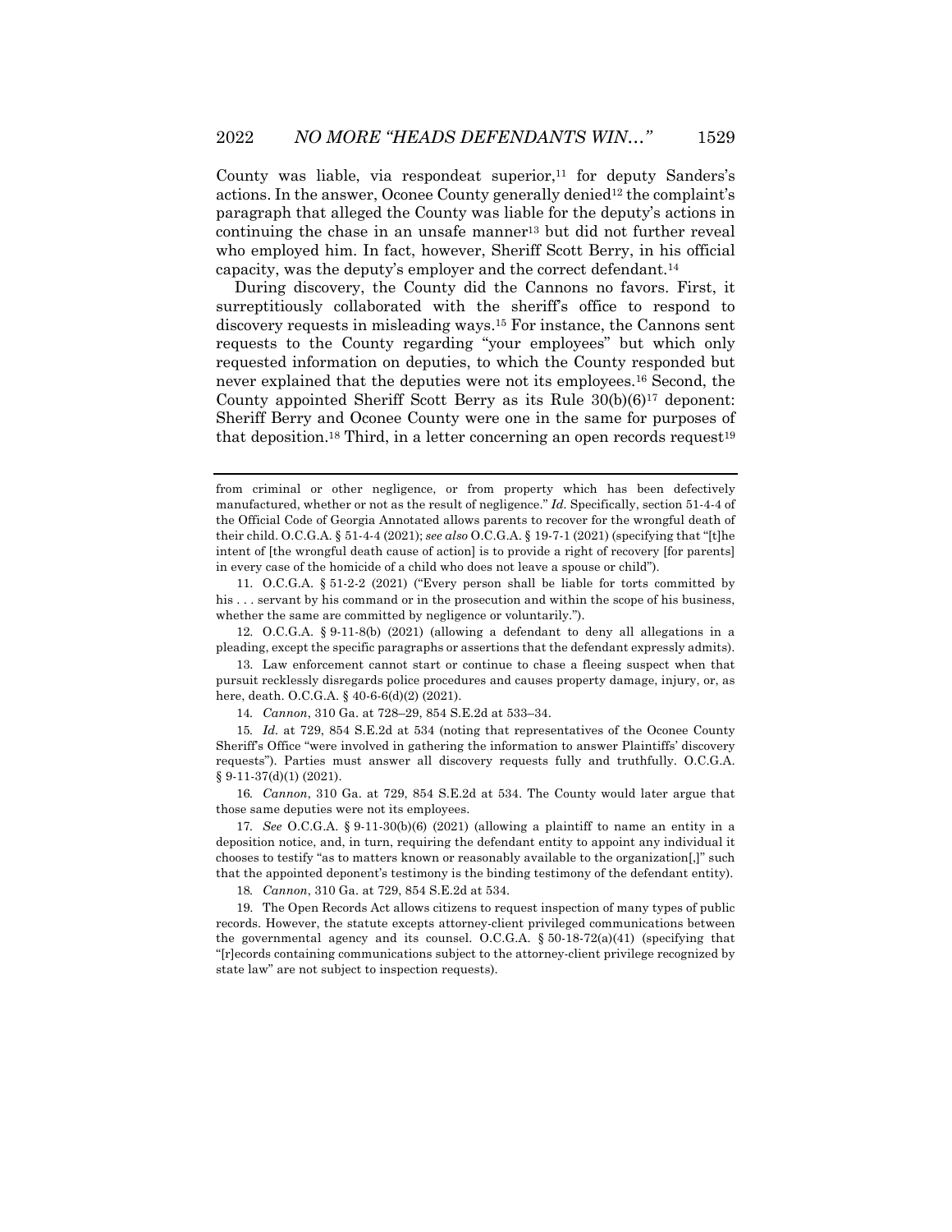County was liable, via respondeat superior,[11] for deputy Sanders's actions. In the answer, Oconee County generally denied[12] the complaint's paragraph that alleged the County was liable for the deputy's actions in continuing the chase in an unsafe manner[13] but did not further reveal who employed him. In fact, however, Sheriff Scott Berry, in his official capacity, was the deputy's employer and the correct defendant.[14]

During discovery, the County did the Cannons no favors. First, it surreptitiously collaborated with the sheriff's office to respond to discovery requests in misleading ways.[15] For instance, the Cannons sent requests to the County regarding "your employees" but which only requested information on deputies, to which the County responded but never explained that the deputies were not its employees.[16] Second, the County appointed Sheriff Scott Berry as its Rule 30(b)(6)[17] deponent: Sheriff Berry and Oconee County were one in the same for purposes of that deposition.[18] Third, in a letter concerning an open records request[19]

---

from criminal or other negligence, or from property which has been defectively manufactured, whether or not as the result of negligence." *Id.* Specifically, section 51-4-4 of the Official Code of Georgia Annotated allows parents to recover for the wrongful death of their child. O.C.G.A. § 51-4-4 (2021); *see also* O.C.G.A. § 19-7-1 (2021) (specifying that "[t]he intent of [the wrongful death cause of action] is to provide a right of recovery [for parents] in every case of the homicide of a child who does not leave a spouse or child").

11. O.C.G.A. § 51-2-2 (2021) ("Every person shall be liable for torts committed by his . . . servant by his command or in the prosecution and within the scope of his business, whether the same are committed by negligence or voluntarily.").

12. O.C.G.A. § 9-11-8(b) (2021) (allowing a defendant to deny all allegations in a pleading, except the specific paragraphs or assertions that the defendant expressly admits).

13. Law enforcement cannot start or continue to chase a fleeing suspect when that pursuit recklessly disregards police procedures and causes property damage, injury, or, as here, death. O.C.G.A. § 40-6-6(d)(2) (2021).

14. *Cannon*, 310 Ga. at 728–29, 854 S.E.2d at 533–34.

15. *Id.* at 729, 854 S.E.2d at 534 (noting that representatives of the Oconee County Sheriff's Office "were involved in gathering the information to answer Plaintiffs' discovery requests"). Parties must answer all discovery requests fully and truthfully. O.C.G.A. § 9-11-37(d)(1) (2021).

16. *Cannon*, 310 Ga. at 729, 854 S.E.2d at 534. The County would later argue that those same deputies were not its employees.

17. *See* O.C.G.A. § 9-11-30(b)(6) (2021) (allowing a plaintiff to name an entity in a deposition notice, and, in turn, requiring the defendant entity to appoint any individual it chooses to testify "as to matters known or reasonably available to the organization[,]" such that the appointed deponent's testimony is the binding testimony of the defendant entity).

18. *Cannon*, 310 Ga. at 729, 854 S.E.2d at 534.

19. The Open Records Act allows citizens to request inspection of many types of public records. However, the statute excepts attorney-client privileged communications between the governmental agency and its counsel. O.C.G.A. § 50-18-72(a)(41) (specifying that "[r]ecords containing communications subject to the attorney-client privilege recognized by state law" are not subject to inspection requests).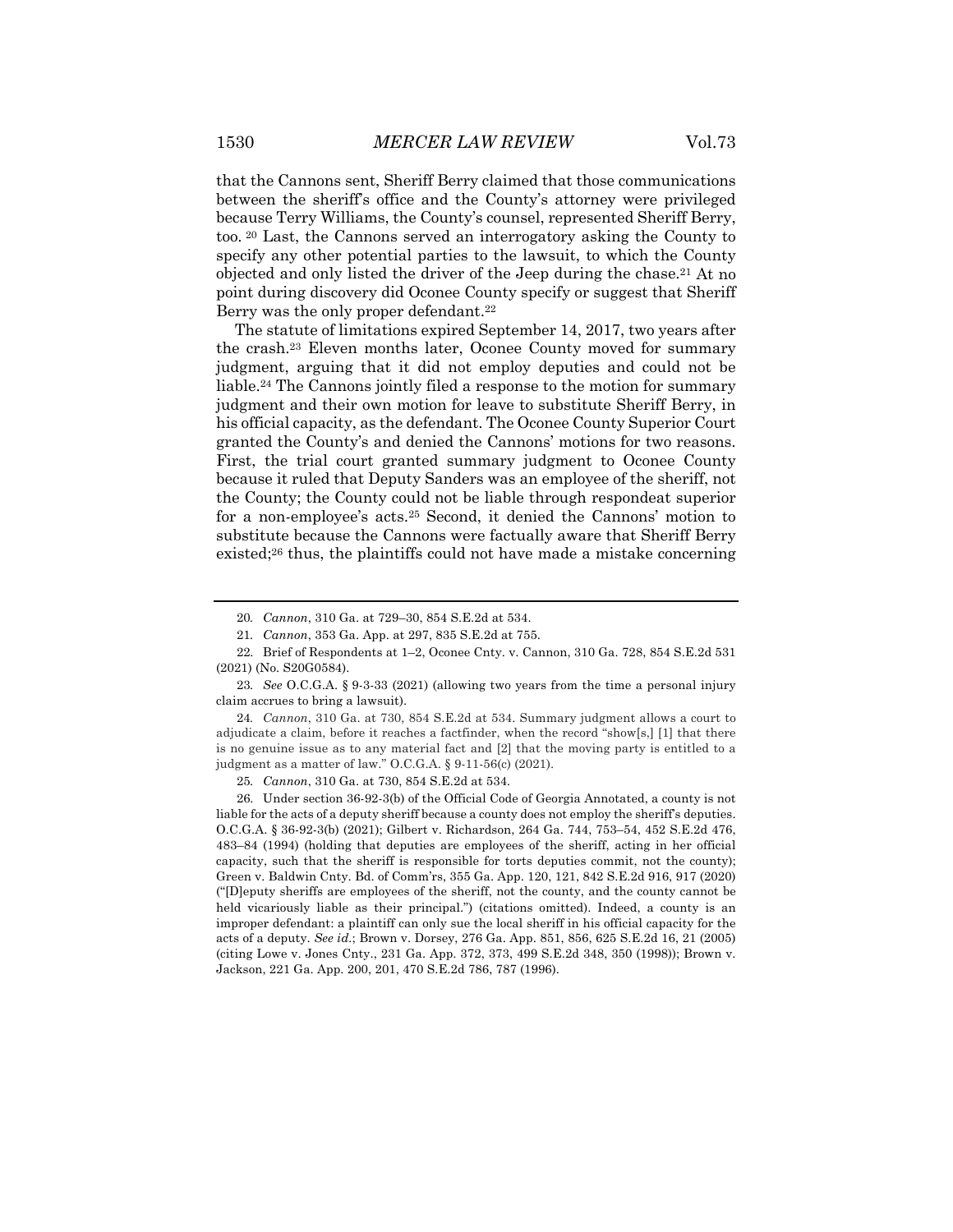that the Cannons sent, Sheriff Berry claimed that those communications between the sheriff's office and the County's attorney were privileged because Terry Williams, the County's counsel, represented Sheriff Berry, too. [20] Last, the Cannons served an interrogatory asking the County to specify any other potential parties to the lawsuit, to which the County objected and only listed the driver of the Jeep during the chase.[21] At no point during discovery did Oconee County specify or suggest that Sheriff Berry was the only proper defendant.[22]

The statute of limitations expired September 14, 2017, two years after the crash.[23] Eleven months later, Oconee County moved for summary judgment, arguing that it did not employ deputies and could not be liable.[24] The Cannons jointly filed a response to the motion for summary judgment and their own motion for leave to substitute Sheriff Berry, in his official capacity, as the defendant. The Oconee County Superior Court granted the County's and denied the Cannons' motions for two reasons. First, the trial court granted summary judgment to Oconee County because it ruled that Deputy Sanders was an employee of the sheriff, not the County; the County could not be liable through respondeat superior for a non-employee's acts.[25] Second, it denied the Cannons' motion to substitute because the Cannons were factually aware that Sheriff Berry existed;[26] thus, the plaintiffs could not have made a mistake concerning

---

20. *Cannon*, 310 Ga. at 729–30, 854 S.E.2d at 534.

21. *Cannon*, 353 Ga. App. at 297, 835 S.E.2d at 755.

22. Brief of Respondents at 1–2, Oconee Cnty. v. Cannon, 310 Ga. 728, 854 S.E.2d 531 (2021) (No. S20G0584).

23. *See* O.C.G.A. § 9-3-33 (2021) (allowing two years from the time a personal injury claim accrues to bring a lawsuit).

24. *Cannon*, 310 Ga. at 730, 854 S.E.2d at 534. Summary judgment allows a court to adjudicate a claim, before it reaches a factfinder, when the record "show[s,] [1] that there is no genuine issue as to any material fact and [2] that the moving party is entitled to a judgment as a matter of law." O.C.G.A. § 9-11-56(c) (2021).

25. *Cannon*, 310 Ga. at 730, 854 S.E.2d at 534.

26. Under section 36-92-3(b) of the Official Code of Georgia Annotated, a county is not liable for the acts of a deputy sheriff because a county does not employ the sheriff's deputies. O.C.G.A. § 36-92-3(b) (2021); Gilbert v. Richardson, 264 Ga. 744, 753–54, 452 S.E.2d 476, 483–84 (1994) (holding that deputies are employees of the sheriff, acting in her official capacity, such that the sheriff is responsible for torts deputies commit, not the county); Green v. Baldwin Cnty. Bd. of Comm'rs, 355 Ga. App. 120, 121, 842 S.E.2d 916, 917 (2020) ("[D]eputy sheriffs are employees of the sheriff, not the county, and the county cannot be held vicariously liable as their principal.") (citations omitted). Indeed, a county is an improper defendant: a plaintiff can only sue the local sheriff in his official capacity for the acts of a deputy. *See id.*; Brown v. Dorsey, 276 Ga. App. 851, 856, 625 S.E.2d 16, 21 (2005) (citing Lowe v. Jones Cnty., 231 Ga. App. 372, 373, 499 S.E.2d 348, 350 (1998)); Brown v. Jackson, 221 Ga. App. 200, 201, 470 S.E.2d 786, 787 (1996).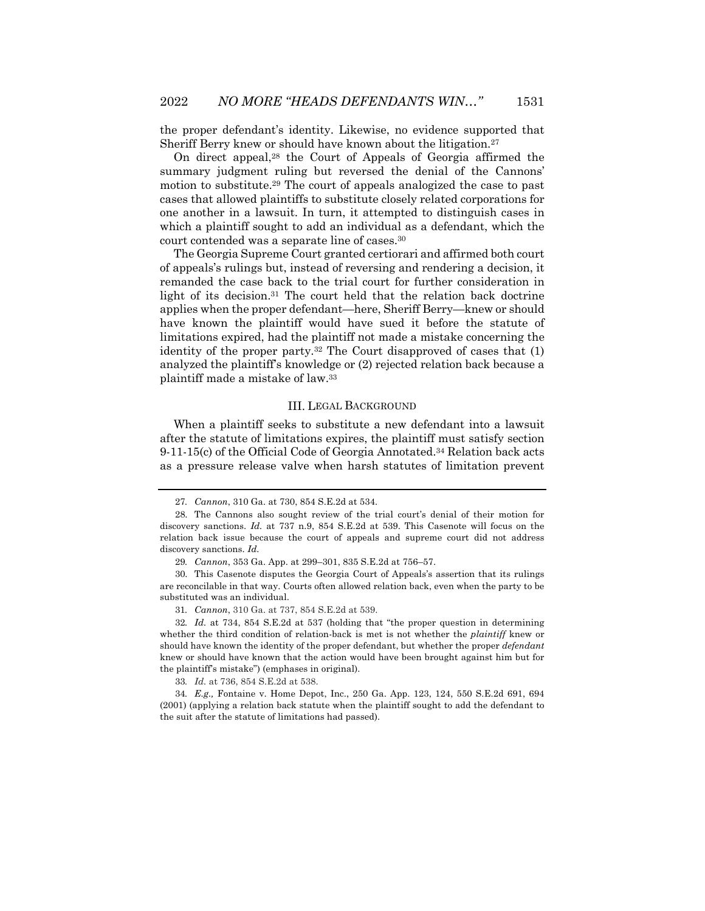the proper defendant's identity. Likewise, no evidence supported that Sheriff Berry knew or should have known about the litigation.[27]

On direct appeal,[28] the Court of Appeals of Georgia affirmed the summary judgment ruling but reversed the denial of the Cannons' motion to substitute.[29] The court of appeals analogized the case to past cases that allowed plaintiffs to substitute closely related corporations for one another in a lawsuit. In turn, it attempted to distinguish cases in which a plaintiff sought to add an individual as a defendant, which the court contended was a separate line of cases.[30]

The Georgia Supreme Court granted certiorari and affirmed both court of appeals's rulings but, instead of reversing and rendering a decision, it remanded the case back to the trial court for further consideration in light of its decision.[31] The court held that the relation back doctrine applies when the proper defendant—here, Sheriff Berry—knew or should have known the plaintiff would have sued it before the statute of limitations expired, had the plaintiff not made a mistake concerning the identity of the proper party.[32] The Court disapproved of cases that (1) analyzed the plaintiff's knowledge or (2) rejected relation back because a plaintiff made a mistake of law.[33]

## III. Legal Background

When a plaintiff seeks to substitute a new defendant into a lawsuit after the statute of limitations expires, the plaintiff must satisfy section 9-11-15(c) of the Official Code of Georgia Annotated.[34] Relation back acts as a pressure release valve when harsh statutes of limitation prevent

---

27. *Cannon*, 310 Ga. at 730, 854 S.E.2d at 534.

28. The Cannons also sought review of the trial court's denial of their motion for discovery sanctions. *Id.* at 737 n.9, 854 S.E.2d at 539. This Casenote will focus on the relation back issue because the court of appeals and supreme court did not address discovery sanctions. *Id.*

29. *Cannon*, 353 Ga. App. at 299–301, 835 S.E.2d at 756–57.

30. This Casenote disputes the Georgia Court of Appeals's assertion that its rulings are reconcilable in that way. Courts often allowed relation back, even when the party to be substituted was an individual.

31. *Cannon*, 310 Ga. at 737, 854 S.E.2d at 539.

32. *Id.* at 734, 854 S.E.2d at 537 (holding that "the proper question in determining whether the third condition of relation-back is met is not whether the *plaintiff* knew or should have known the identity of the proper defendant, but whether the proper *defendant* knew or should have known that the action would have been brought against him but for the plaintiff's mistake") (emphases in original).

33. *Id.* at 736, 854 S.E.2d at 538.

34. *E.g.*, Fontaine v. Home Depot, Inc., 250 Ga. App. 123, 124, 550 S.E.2d 691, 694 (2001) (applying a relation back statute when the plaintiff sought to add the defendant to the suit after the statute of limitations had passed).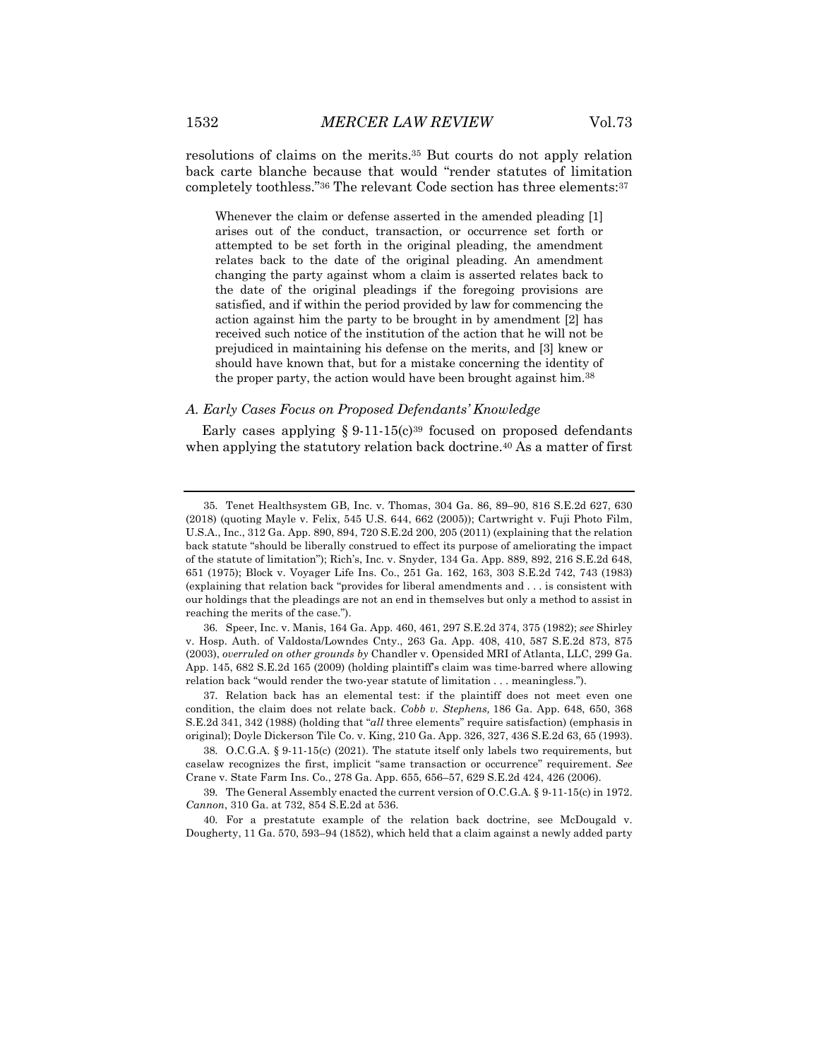resolutions of claims on the merits.[35] But courts do not apply relation back carte blanche because that would "render statutes of limitation completely toothless."[36] The relevant Code section has three elements:[37]

> Whenever the claim or defense asserted in the amended pleading [1] arises out of the conduct, transaction, or occurrence set forth or attempted to be set forth in the original pleading, the amendment relates back to the date of the original pleading. An amendment changing the party against whom a claim is asserted relates back to the date of the original pleadings if the foregoing provisions are satisfied, and if within the period provided by law for commencing the action against him the party to be brought in by amendment [2] has received such notice of the institution of the action that he will not be prejudiced in maintaining his defense on the merits, and [3] knew or should have known that, but for a mistake concerning the identity of the proper party, the action would have been brought against him.[38]

### *A. Early Cases Focus on Proposed Defendants' Knowledge*

Early cases applying § 9-11-15(c)[39] focused on proposed defendants when applying the statutory relation back doctrine.[40] As a matter of first

---

35. Tenet Healthsystem GB, Inc. v. Thomas, 304 Ga. 86, 89–90, 816 S.E.2d 627, 630 (2018) (quoting Mayle v. Felix, 545 U.S. 644, 662 (2005)); Cartwright v. Fuji Photo Film, U.S.A., Inc., 312 Ga. App. 890, 894, 720 S.E.2d 200, 205 (2011) (explaining that the relation back statute "should be liberally construed to effect its purpose of ameliorating the impact of the statute of limitation"); Rich's, Inc. v. Snyder, 134 Ga. App. 889, 892, 216 S.E.2d 648, 651 (1975); Block v. Voyager Life Ins. Co., 251 Ga. 162, 163, 303 S.E.2d 742, 743 (1983) (explaining that relation back "provides for liberal amendments and . . . is consistent with our holdings that the pleadings are not an end in themselves but only a method to assist in reaching the merits of the case.").

36. Speer, Inc. v. Manis, 164 Ga. App. 460, 461, 297 S.E.2d 374, 375 (1982); *see* Shirley v. Hosp. Auth. of Valdosta/Lowndes Cnty., 263 Ga. App. 408, 410, 587 S.E.2d 873, 875 (2003), *overruled on other grounds by* Chandler v. Opensided MRI of Atlanta, LLC, 299 Ga. App. 145, 682 S.E.2d 165 (2009) (holding plaintiff's claim was time-barred where allowing relation back "would render the two-year statute of limitation . . . meaningless.").

37. Relation back has an elemental test: if the plaintiff does not meet even one condition, the claim does not relate back. *Cobb v. Stephens,* 186 Ga. App. 648, 650, 368 S.E.2d 341, 342 (1988) (holding that "*all* three elements" require satisfaction) (emphasis in original); Doyle Dickerson Tile Co. v. King, 210 Ga. App. 326, 327, 436 S.E.2d 63, 65 (1993).

38. O.C.G.A. § 9-11-15(c) (2021). The statute itself only labels two requirements, but caselaw recognizes the first, implicit "same transaction or occurrence" requirement. *See* Crane v. State Farm Ins. Co., 278 Ga. App. 655, 656–57, 629 S.E.2d 424, 426 (2006).

39. The General Assembly enacted the current version of O.C.G.A. § 9-11-15(c) in 1972. *Cannon*, 310 Ga. at 732, 854 S.E.2d at 536.

40. For a prestatute example of the relation back doctrine, see McDougald v. Dougherty, 11 Ga. 570, 593–94 (1852), which held that a claim against a newly added party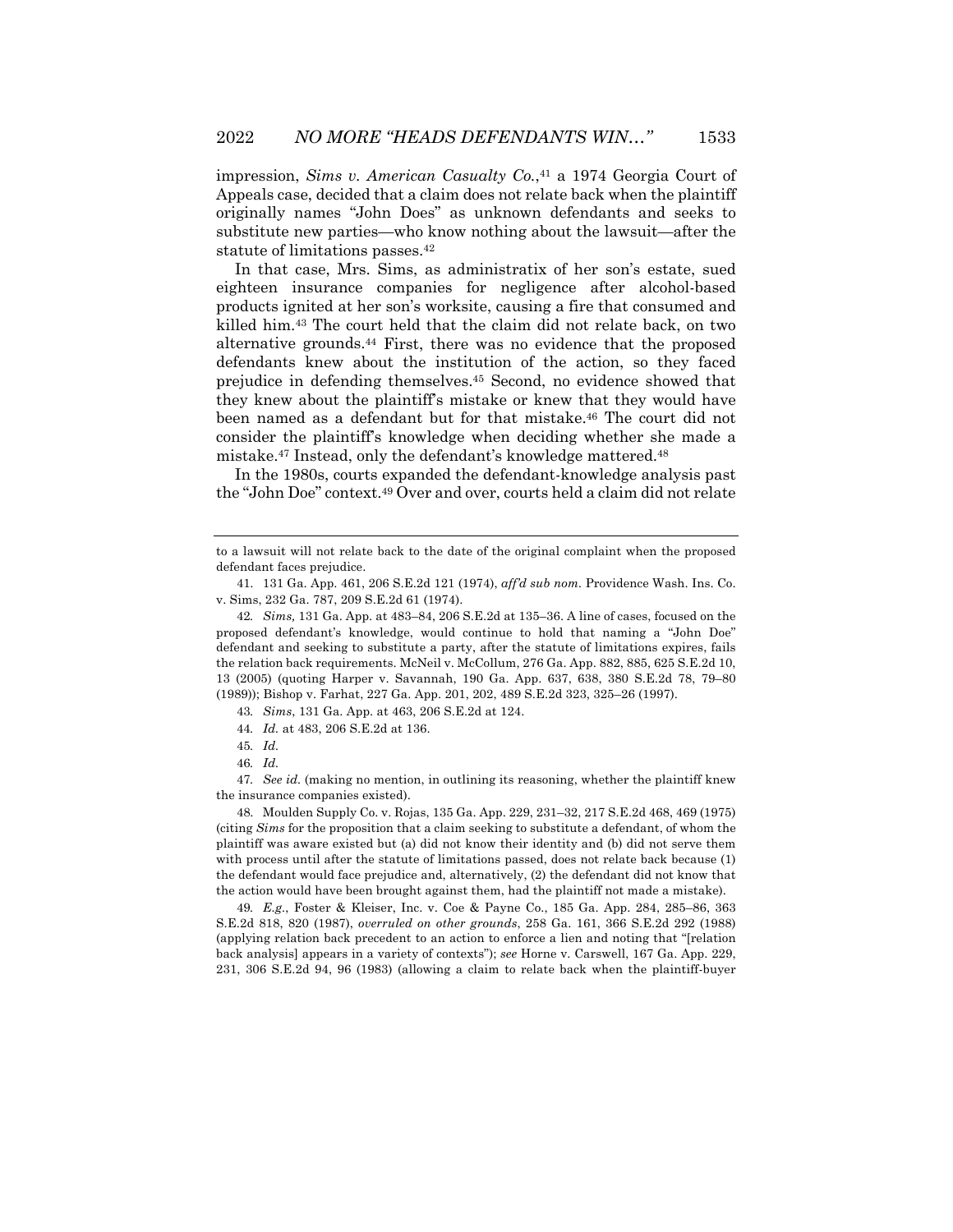impression, *Sims v. American Casualty Co.*,[41] a 1974 Georgia Court of Appeals case, decided that a claim does not relate back when the plaintiff originally names "John Does" as unknown defendants and seeks to substitute new parties—who know nothing about the lawsuit—after the statute of limitations passes.[42]

In that case, Mrs. Sims, as administratix of her son's estate, sued eighteen insurance companies for negligence after alcohol-based products ignited at her son's worksite, causing a fire that consumed and killed him.[43] The court held that the claim did not relate back, on two alternative grounds.[44] First, there was no evidence that the proposed defendants knew about the institution of the action, so they faced prejudice in defending themselves.[45] Second, no evidence showed that they knew about the plaintiff's mistake or knew that they would have been named as a defendant but for that mistake.[46] The court did not consider the plaintiff's knowledge when deciding whether she made a mistake.[47] Instead, only the defendant's knowledge mattered.[48]

In the 1980s, courts expanded the defendant-knowledge analysis past the "John Doe" context.[49] Over and over, courts held a claim did not relate

---

to a lawsuit will not relate back to the date of the original complaint when the proposed defendant faces prejudice.

41. 131 Ga. App. 461, 206 S.E.2d 121 (1974), *aff'd sub nom.* Providence Wash. Ins. Co. v. Sims, 232 Ga. 787, 209 S.E.2d 61 (1974).

42. *Sims,* 131 Ga. App. at 483–84, 206 S.E.2d at 135–36. A line of cases, focused on the proposed defendant's knowledge, would continue to hold that naming a "John Doe" defendant and seeking to substitute a party, after the statute of limitations expires, fails the relation back requirements. McNeil v. McCollum, 276 Ga. App. 882, 885, 625 S.E.2d 10, 13 (2005) (quoting Harper v. Savannah, 190 Ga. App. 637, 638, 380 S.E.2d 78, 79–80 (1989)); Bishop v. Farhat, 227 Ga. App. 201, 202, 489 S.E.2d 323, 325–26 (1997).

43. *Sims*, 131 Ga. App. at 463, 206 S.E.2d at 124.

44. *Id.* at 483, 206 S.E.2d at 136.

45. *Id.*

46. *Id.*

47. *See id.* (making no mention, in outlining its reasoning, whether the plaintiff knew the insurance companies existed).

48. Moulden Supply Co. v. Rojas, 135 Ga. App. 229, 231–32, 217 S.E.2d 468, 469 (1975) (citing *Sims* for the proposition that a claim seeking to substitute a defendant, of whom the plaintiff was aware existed but (a) did not know their identity and (b) did not serve them with process until after the statute of limitations passed, does not relate back because (1) the defendant would face prejudice and, alternatively, (2) the defendant did not know that the action would have been brought against them, had the plaintiff not made a mistake).

49. *E.g.*, Foster & Kleiser, Inc. v. Coe & Payne Co., 185 Ga. App. 284, 285–86, 363 S.E.2d 818, 820 (1987), *overruled on other grounds*, 258 Ga. 161, 366 S.E.2d 292 (1988) (applying relation back precedent to an action to enforce a lien and noting that "[relation back analysis] appears in a variety of contexts"); *see* Horne v. Carswell, 167 Ga. App. 229, 231, 306 S.E.2d 94, 96 (1983) (allowing a claim to relate back when the plaintiff-buyer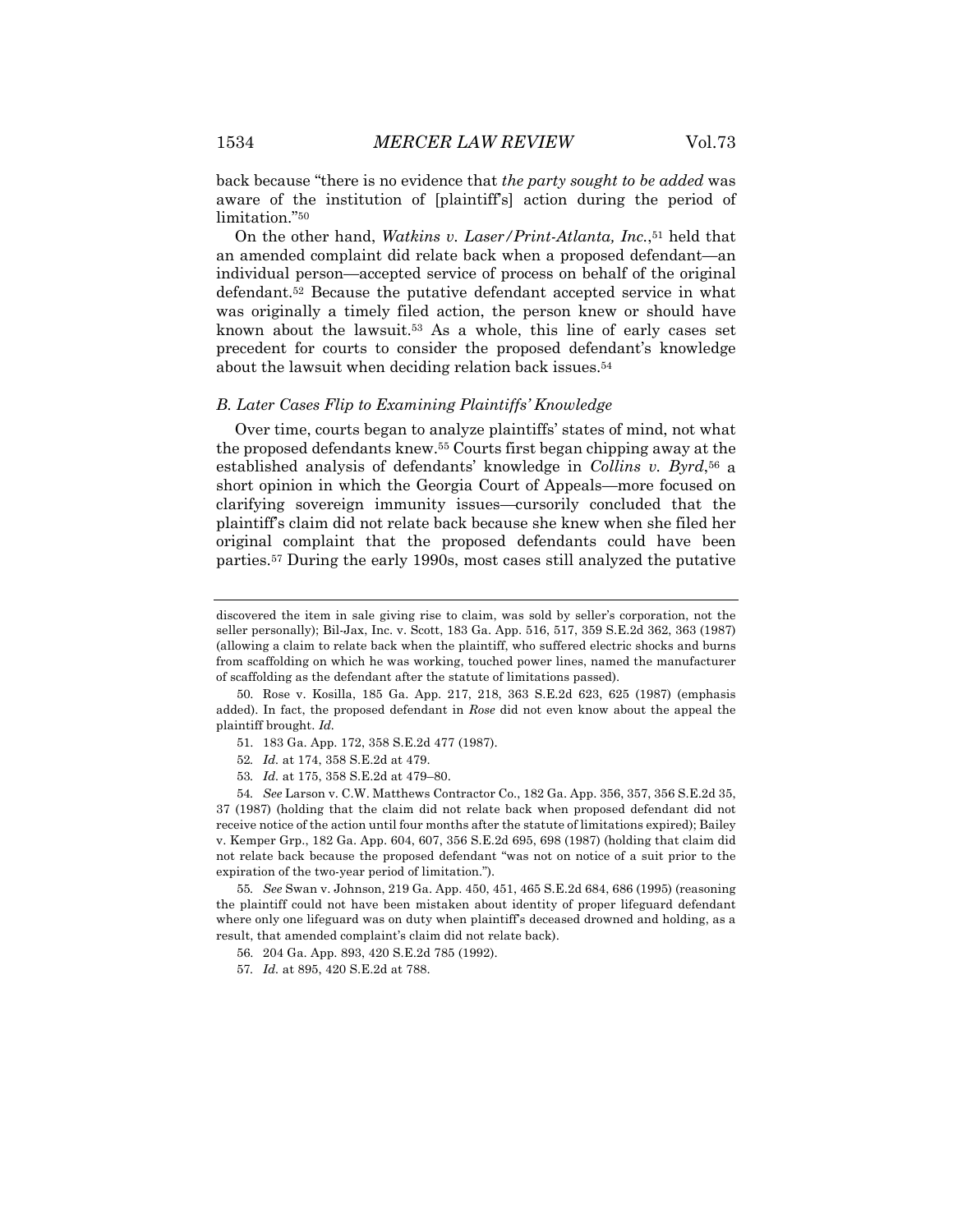back because "there is no evidence that *the party sought to be added* was aware of the institution of [plaintiff's] action during the period of limitation."[50]

On the other hand, *Watkins v. Laser/Print-Atlanta, Inc.*,[51] held that an amended complaint did relate back when a proposed defendant—an individual person—accepted service of process on behalf of the original defendant.[52] Because the putative defendant accepted service in what was originally a timely filed action, the person knew or should have known about the lawsuit.[53] As a whole, this line of early cases set precedent for courts to consider the proposed defendant's knowledge about the lawsuit when deciding relation back issues.[54]

### *B. Later Cases Flip to Examining Plaintiffs' Knowledge*

Over time, courts began to analyze plaintiffs' states of mind, not what the proposed defendants knew.[55] Courts first began chipping away at the established analysis of defendants' knowledge in *Collins v. Byrd*,[56] a short opinion in which the Georgia Court of Appeals—more focused on clarifying sovereign immunity issues—cursorily concluded that the plaintiff's claim did not relate back because she knew when she filed her original complaint that the proposed defendants could have been parties.[57] During the early 1990s, most cases still analyzed the putative

---

discovered the item in sale giving rise to claim, was sold by seller's corporation, not the seller personally); Bil-Jax, Inc. v. Scott, 183 Ga. App. 516, 517, 359 S.E.2d 362, 363 (1987) (allowing a claim to relate back when the plaintiff, who suffered electric shocks and burns from scaffolding on which he was working, touched power lines, named the manufacturer of scaffolding as the defendant after the statute of limitations passed).

50. Rose v. Kosilla, 185 Ga. App. 217, 218, 363 S.E.2d 623, 625 (1987) (emphasis added). In fact, the proposed defendant in *Rose* did not even know about the appeal the plaintiff brought. *Id.*

51. 183 Ga. App. 172, 358 S.E.2d 477 (1987).

52. *Id.* at 174, 358 S.E.2d at 479.

53. *Id.* at 175, 358 S.E.2d at 479–80.

54. *See* Larson v. C.W. Matthews Contractor Co., 182 Ga. App. 356, 357, 356 S.E.2d 35, 37 (1987) (holding that the claim did not relate back when proposed defendant did not receive notice of the action until four months after the statute of limitations expired); Bailey v. Kemper Grp., 182 Ga. App. 604, 607, 356 S.E.2d 695, 698 (1987) (holding that claim did not relate back because the proposed defendant "was not on notice of a suit prior to the expiration of the two-year period of limitation.").

55. *See* Swan v. Johnson, 219 Ga. App. 450, 451, 465 S.E.2d 684, 686 (1995) (reasoning the plaintiff could not have been mistaken about identity of proper lifeguard defendant where only one lifeguard was on duty when plaintiff's deceased drowned and holding, as a result, that amended complaint's claim did not relate back).

56. 204 Ga. App. 893, 420 S.E.2d 785 (1992).

57. *Id.* at 895, 420 S.E.2d at 788.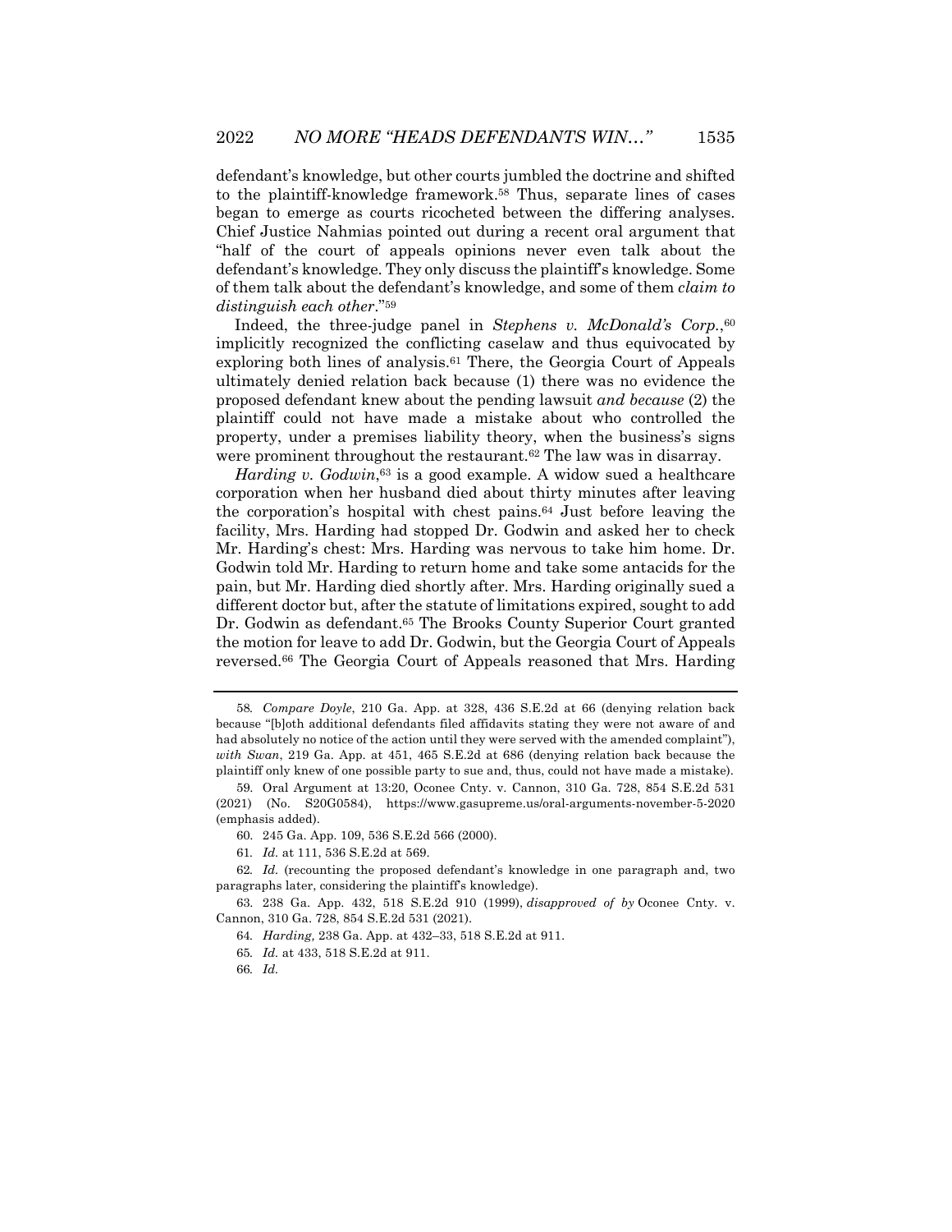defendant's knowledge, but other courts jumbled the doctrine and shifted to the plaintiff-knowledge framework.[58] Thus, separate lines of cases began to emerge as courts ricocheted between the differing analyses. Chief Justice Nahmias pointed out during a recent oral argument that "half of the court of appeals opinions never even talk about the defendant's knowledge. They only discuss the plaintiff's knowledge. Some of them talk about the defendant's knowledge, and some of them *claim to distinguish each other*."[59]

Indeed, the three-judge panel in *Stephens v. McDonald's Corp.*,[60] implicitly recognized the conflicting caselaw and thus equivocated by exploring both lines of analysis.[61] There, the Georgia Court of Appeals ultimately denied relation back because (1) there was no evidence the proposed defendant knew about the pending lawsuit *and because* (2) the plaintiff could not have made a mistake about who controlled the property, under a premises liability theory, when the business's signs were prominent throughout the restaurant.[62] The law was in disarray.

*Harding v. Godwin*,[63] is a good example. A widow sued a healthcare corporation when her husband died about thirty minutes after leaving the corporation's hospital with chest pains.[64] Just before leaving the facility, Mrs. Harding had stopped Dr. Godwin and asked her to check Mr. Harding's chest: Mrs. Harding was nervous to take him home. Dr. Godwin told Mr. Harding to return home and take some antacids for the pain, but Mr. Harding died shortly after. Mrs. Harding originally sued a different doctor but, after the statute of limitations expired, sought to add Dr. Godwin as defendant.[65] The Brooks County Superior Court granted the motion for leave to add Dr. Godwin, but the Georgia Court of Appeals reversed.[66] The Georgia Court of Appeals reasoned that Mrs. Harding

---

58. *Compare Doyle*, 210 Ga. App. at 328, 436 S.E.2d at 66 (denying relation back because "[b]oth additional defendants filed affidavits stating they were not aware of and had absolutely no notice of the action until they were served with the amended complaint"), *with Swan*, 219 Ga. App. at 451, 465 S.E.2d at 686 (denying relation back because the plaintiff only knew of one possible party to sue and, thus, could not have made a mistake).

59. Oral Argument at 13:20, Oconee Cnty. v. Cannon, 310 Ga. 728, 854 S.E.2d 531 (2021) (No. S20G0584), https://www.gasupreme.us/oral-arguments-november-5-2020 (emphasis added).

60. 245 Ga. App. 109, 536 S.E.2d 566 (2000).

61. *Id.* at 111, 536 S.E.2d at 569.

62. *Id.* (recounting the proposed defendant's knowledge in one paragraph and, two paragraphs later, considering the plaintiff's knowledge).

63. 238 Ga. App. 432, 518 S.E.2d 910 (1999), *disapproved of by* Oconee Cnty. v. Cannon, 310 Ga. 728, 854 S.E.2d 531 (2021).

64. *Harding,* 238 Ga. App. at 432–33, 518 S.E.2d at 911.

65. *Id.* at 433, 518 S.E.2d at 911.

66. *Id.*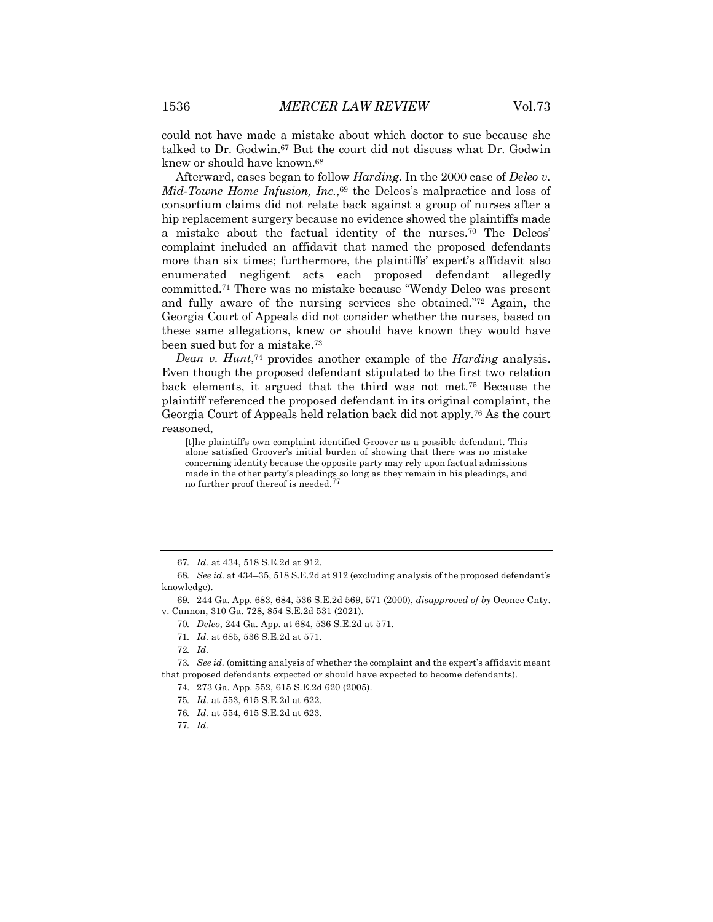could not have made a mistake about which doctor to sue because she talked to Dr. Godwin.[67] But the court did not discuss what Dr. Godwin knew or should have known.[68]

Afterward, cases began to follow *Harding*. In the 2000 case of *Deleo v. Mid-Towne Home Infusion, Inc.*,[69] the Deleos's malpractice and loss of consortium claims did not relate back against a group of nurses after a hip replacement surgery because no evidence showed the plaintiffs made a mistake about the factual identity of the nurses.[70] The Deleos' complaint included an affidavit that named the proposed defendants more than six times; furthermore, the plaintiffs' expert's affidavit also enumerated negligent acts each proposed defendant allegedly committed.[71] There was no mistake because "Wendy Deleo was present and fully aware of the nursing services she obtained."[72] Again, the Georgia Court of Appeals did not consider whether the nurses, based on these same allegations, knew or should have known they would have been sued but for a mistake.[73]

*Dean v. Hunt*,[74] provides another example of the *Harding* analysis. Even though the proposed defendant stipulated to the first two relation back elements, it argued that the third was not met.[75] Because the plaintiff referenced the proposed defendant in its original complaint, the Georgia Court of Appeals held relation back did not apply.[76] As the court reasoned,

> [t]he plaintiff's own complaint identified Groover as a possible defendant. This alone satisfied Groover's initial burden of showing that there was no mistake concerning identity because the opposite party may rely upon factual admissions made in the other party's pleadings so long as they remain in his pleadings, and no further proof thereof is needed.[77]

---

67. *Id.* at 434, 518 S.E.2d at 912.

68. *See id.* at 434–35, 518 S.E.2d at 912 (excluding analysis of the proposed defendant's knowledge).

69. 244 Ga. App. 683, 684, 536 S.E.2d 569, 571 (2000), *disapproved of by* Oconee Cnty. v. Cannon, 310 Ga. 728, 854 S.E.2d 531 (2021).

70. *Deleo*, 244 Ga. App. at 684, 536 S.E.2d at 571.

71. *Id.* at 685, 536 S.E.2d at 571.

72. *Id.*

73. *See id.* (omitting analysis of whether the complaint and the expert's affidavit meant that proposed defendants expected or should have expected to become defendants).

74. 273 Ga. App. 552, 615 S.E.2d 620 (2005).

75. *Id.* at 553, 615 S.E.2d at 622.

76. *Id.* at 554, 615 S.E.2d at 623.

77. *Id.*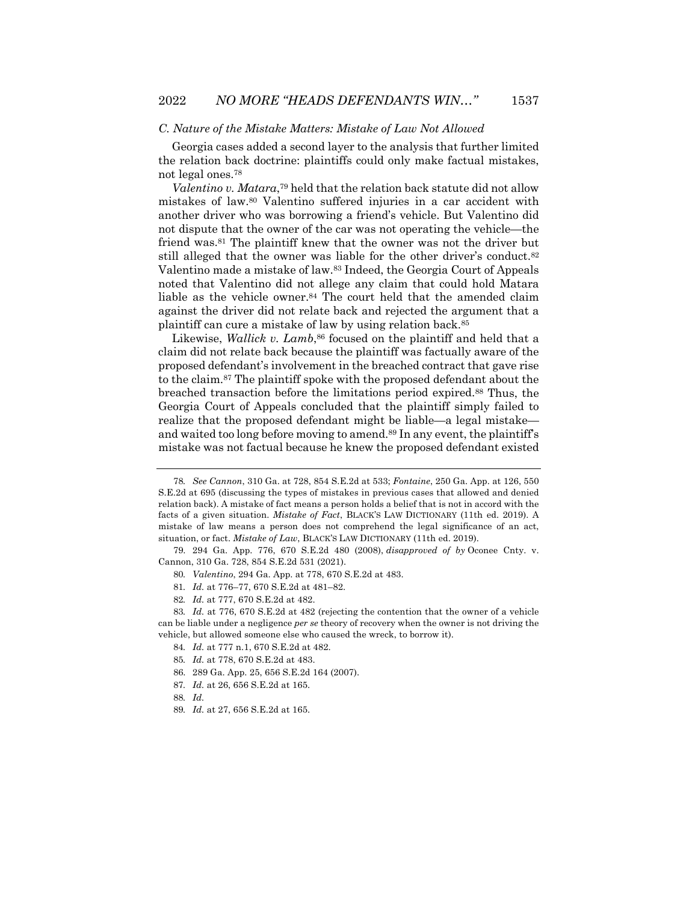### C. Nature of the Mistake Matters: Mistake of Law Not Allowed

Georgia cases added a second layer to the analysis that further limited the relation back doctrine: plaintiffs could only make factual mistakes, not legal ones.[78]

*Valentino v. Matara*,[79] held that the relation back statute did not allow mistakes of law.[80] Valentino suffered injuries in a car accident with another driver who was borrowing a friend's vehicle. But Valentino did not dispute that the owner of the car was not operating the vehicle—the friend was.[81] The plaintiff knew that the owner was not the driver but still alleged that the owner was liable for the other driver's conduct.[82] Valentino made a mistake of law.[83] Indeed, the Georgia Court of Appeals noted that Valentino did not allege any claim that could hold Matara liable as the vehicle owner.[84] The court held that the amended claim against the driver did not relate back and rejected the argument that a plaintiff can cure a mistake of law by using relation back.[85]

Likewise, *Wallick v. Lamb*,[86] focused on the plaintiff and held that a claim did not relate back because the plaintiff was factually aware of the proposed defendant's involvement in the breached contract that gave rise to the claim.[87] The plaintiff spoke with the proposed defendant about the breached transaction before the limitations period expired.[88] Thus, the Georgia Court of Appeals concluded that the plaintiff simply failed to realize that the proposed defendant might be liable—a legal mistake—and waited too long before moving to amend.[89] In any event, the plaintiff's mistake was not factual because he knew the proposed defendant existed

---

78. *See Cannon*, 310 Ga. at 728, 854 S.E.2d at 533; *Fontaine*, 250 Ga. App. at 126, 550 S.E.2d at 695 (discussing the types of mistakes in previous cases that allowed and denied relation back). A mistake of fact means a person holds a belief that is not in accord with the facts of a given situation. *Mistake of Fact*, BLACK'S LAW DICTIONARY (11th ed. 2019). A mistake of law means a person does not comprehend the legal significance of an act, situation, or fact. *Mistake of Law*, BLACK'S LAW DICTIONARY (11th ed. 2019).

79. 294 Ga. App. 776, 670 S.E.2d 480 (2008), *disapproved of by* Oconee Cnty. v. Cannon, 310 Ga. 728, 854 S.E.2d 531 (2021).

80. *Valentino*, 294 Ga. App. at 778, 670 S.E.2d at 483.

81. *Id.* at 776–77, 670 S.E.2d at 481–82.

82. *Id.* at 777, 670 S.E.2d at 482.

83. *Id.* at 776, 670 S.E.2d at 482 (rejecting the contention that the owner of a vehicle can be liable under a negligence *per se* theory of recovery when the owner is not driving the vehicle, but allowed someone else who caused the wreck, to borrow it).

84. *Id.* at 777 n.1, 670 S.E.2d at 482.

85. *Id.* at 778, 670 S.E.2d at 483.

86. 289 Ga. App. 25, 656 S.E.2d 164 (2007).

87. *Id.* at 26, 656 S.E.2d at 165.

88. *Id.*

89. *Id.* at 27, 656 S.E.2d at 165.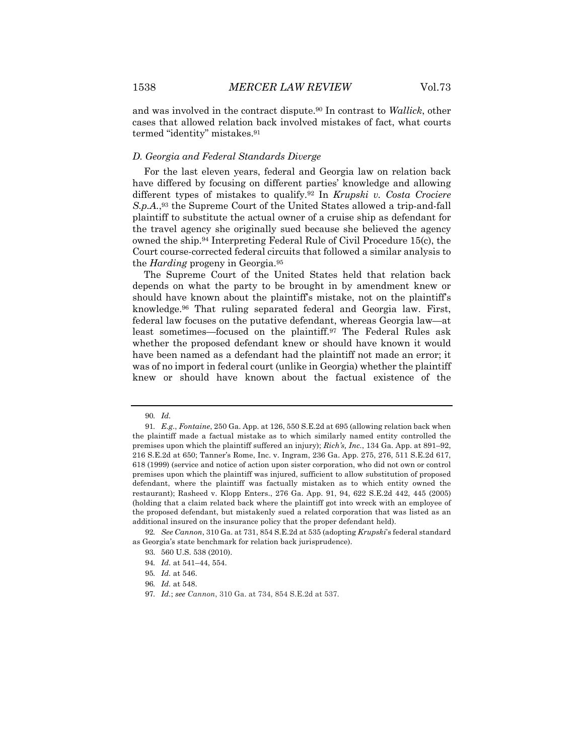and was involved in the contract dispute.[90] In contrast to *Wallick*, other cases that allowed relation back involved mistakes of fact, what courts termed "identity" mistakes.[91]

### *D. Georgia and Federal Standards Diverge*

For the last eleven years, federal and Georgia law on relation back have differed by focusing on different parties' knowledge and allowing different types of mistakes to qualify.[92] In *Krupski v. Costa Crociere S.p.A.*,[93] the Supreme Court of the United States allowed a trip-and-fall plaintiff to substitute the actual owner of a cruise ship as defendant for the travel agency she originally sued because she believed the agency owned the ship.[94] Interpreting Federal Rule of Civil Procedure 15(c), the Court course-corrected federal circuits that followed a similar analysis to the *Harding* progeny in Georgia.[95]

The Supreme Court of the United States held that relation back depends on what the party to be brought in by amendment knew or should have known about the plaintiff's mistake, not on the plaintiff's knowledge.[96] That ruling separated federal and Georgia law. First, federal law focuses on the putative defendant, whereas Georgia law—at least sometimes—focused on the plaintiff.[97] The Federal Rules ask whether the proposed defendant knew or should have known it would have been named as a defendant had the plaintiff not made an error; it was of no import in federal court (unlike in Georgia) whether the plaintiff knew or should have known about the factual existence of the

---

90. *Id.*

91. *E.g.*, *Fontaine*, 250 Ga. App. at 126, 550 S.E.2d at 695 (allowing relation back when the plaintiff made a factual mistake as to which similarly named entity controlled the premises upon which the plaintiff suffered an injury); *Rich's, Inc.*, 134 Ga. App. at 891–92, 216 S.E.2d at 650; Tanner's Rome, Inc. v. Ingram, 236 Ga. App. 275, 276, 511 S.E.2d 617, 618 (1999) (service and notice of action upon sister corporation, who did not own or control premises upon which the plaintiff was injured, sufficient to allow substitution of proposed defendant, where the plaintiff was factually mistaken as to which entity owned the restaurant); Rasheed v. Klopp Enters., 276 Ga. App. 91, 94, 622 S.E.2d 442, 445 (2005) (holding that a claim related back where the plaintiff got into wreck with an employee of the proposed defendant, but mistakenly sued a related corporation that was listed as an additional insured on the insurance policy that the proper defendant held).

92. *See Cannon*, 310 Ga. at 731, 854 S.E.2d at 535 (adopting *Krupski*'s federal standard as Georgia's state benchmark for relation back jurisprudence).

93. 560 U.S. 538 (2010).

94. *Id.* at 541–44, 554.

95. *Id.* at 546.

96. *Id.* at 548.

97. *Id.*; *see Cannon*, 310 Ga. at 734, 854 S.E.2d at 537.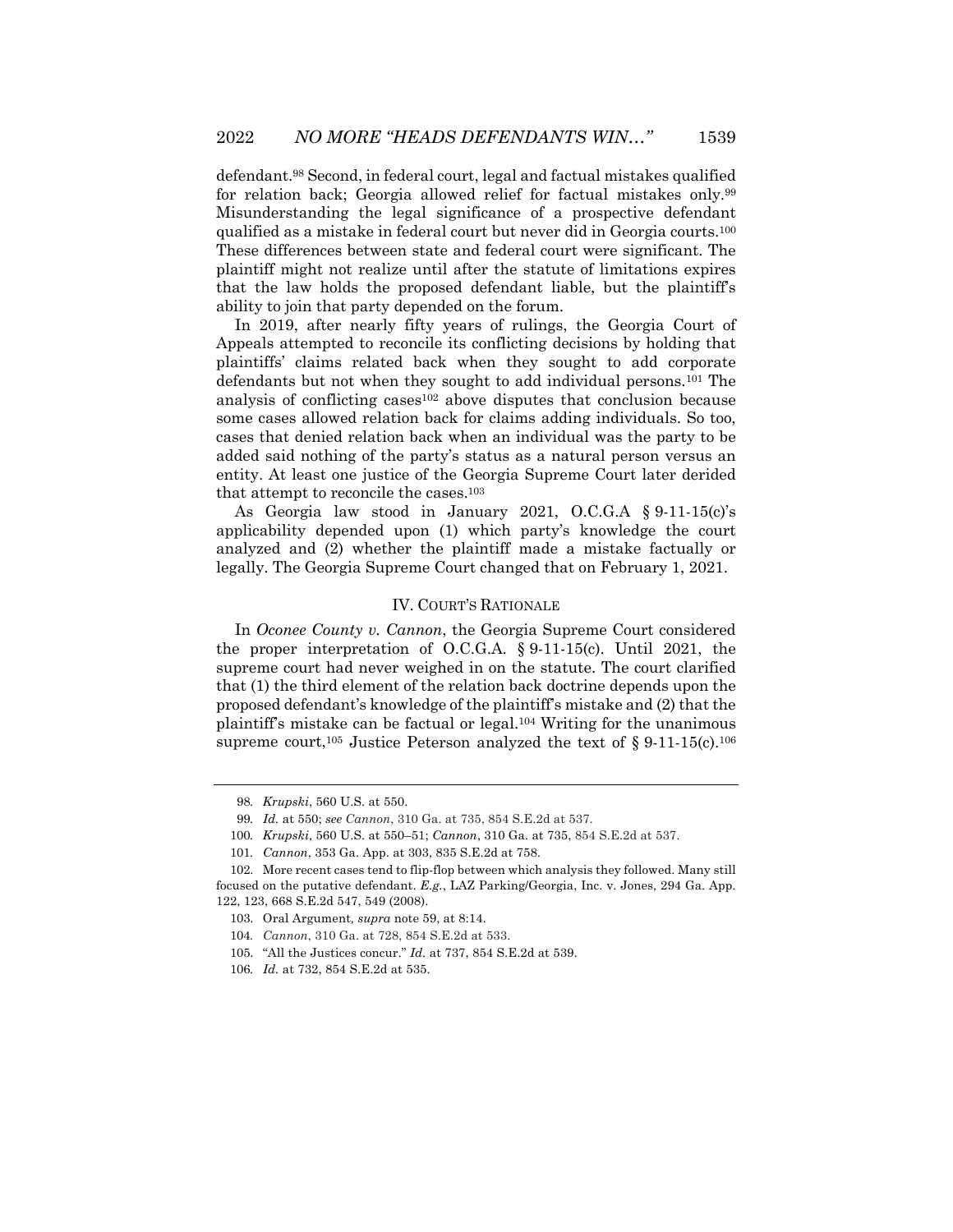defendant.[98] Second, in federal court, legal and factual mistakes qualified for relation back; Georgia allowed relief for factual mistakes only.[99] Misunderstanding the legal significance of a prospective defendant qualified as a mistake in federal court but never did in Georgia courts.[100] These differences between state and federal court were significant. The plaintiff might not realize until after the statute of limitations expires that the law holds the proposed defendant liable, but the plaintiff's ability to join that party depended on the forum.

In 2019, after nearly fifty years of rulings, the Georgia Court of Appeals attempted to reconcile its conflicting decisions by holding that plaintiffs' claims related back when they sought to add corporate defendants but not when they sought to add individual persons.[101] The analysis of conflicting cases[102] above disputes that conclusion because some cases allowed relation back for claims adding individuals. So too, cases that denied relation back when an individual was the party to be added said nothing of the party's status as a natural person versus an entity. At least one justice of the Georgia Supreme Court later derided that attempt to reconcile the cases.[103]

As Georgia law stood in January 2021, O.C.G.A § 9-11-15(c)'s applicability depended upon (1) which party's knowledge the court analyzed and (2) whether the plaintiff made a mistake factually or legally. The Georgia Supreme Court changed that on February 1, 2021.

## IV. COURT'S RATIONALE

In *Oconee County v. Cannon*, the Georgia Supreme Court considered the proper interpretation of O.C.G.A. § 9-11-15(c). Until 2021, the supreme court had never weighed in on the statute. The court clarified that (1) the third element of the relation back doctrine depends upon the proposed defendant's knowledge of the plaintiff's mistake and (2) that the plaintiff's mistake can be factual or legal.[104] Writing for the unanimous supreme court,[105] Justice Peterson analyzed the text of § 9-11-15(c).[106]

---

98. *Krupski*, 560 U.S. at 550.

99. *Id.* at 550; *see Cannon*, 310 Ga. at 735, 854 S.E.2d at 537.

100. *Krupski*, 560 U.S. at 550–51; *Cannon*, 310 Ga. at 735, 854 S.E.2d at 537.

101. *Cannon*, 353 Ga. App. at 303, 835 S.E.2d at 758.

102. More recent cases tend to flip-flop between which analysis they followed. Many still focused on the putative defendant. *E.g.*, LAZ Parking/Georgia, Inc. v. Jones, 294 Ga. App. 122, 123, 668 S.E.2d 547, 549 (2008).

103. Oral Argument*, supra* note 59, at 8:14.

104. *Cannon*, 310 Ga. at 728, 854 S.E.2d at 533.

105. "All the Justices concur." *Id.* at 737, 854 S.E.2d at 539.

106. *Id.* at 732, 854 S.E.2d at 535.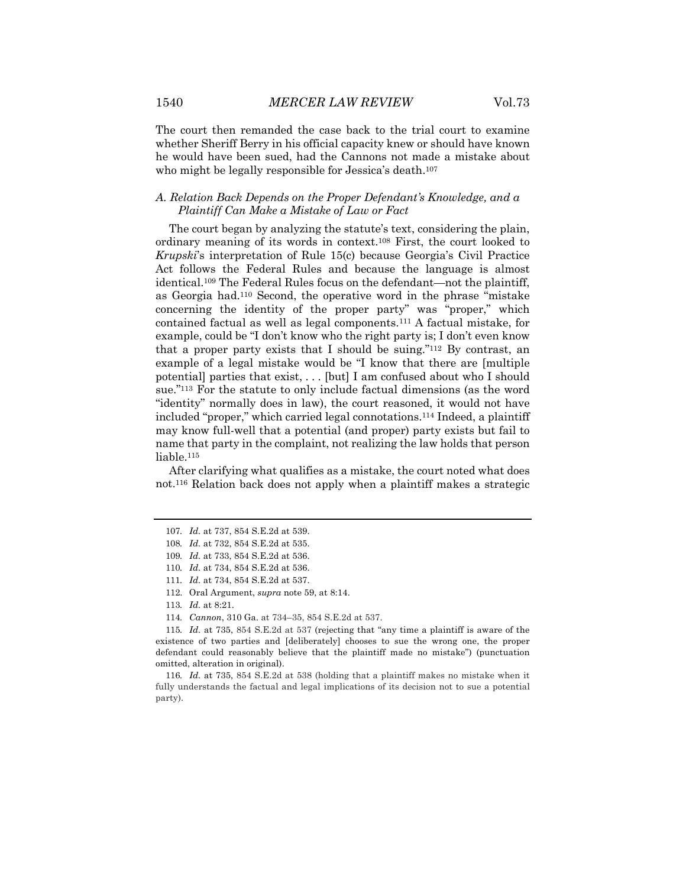The court then remanded the case back to the trial court to examine whether Sheriff Berry in his official capacity knew or should have known he would have been sued, had the Cannons not made a mistake about who might be legally responsible for Jessica's death.[107]

### *A. Relation Back Depends on the Proper Defendant's Knowledge, and a Plaintiff Can Make a Mistake of Law or Fact*

The court began by analyzing the statute's text, considering the plain, ordinary meaning of its words in context.[108] First, the court looked to *Krupski*'s interpretation of Rule 15(c) because Georgia's Civil Practice Act follows the Federal Rules and because the language is almost identical.[109] The Federal Rules focus on the defendant—not the plaintiff, as Georgia had.[110] Second, the operative word in the phrase "mistake concerning the identity of the proper party" was "proper," which contained factual as well as legal components.[111] A factual mistake, for example, could be "I don't know who the right party is; I don't even know that a proper party exists that I should be suing."[112] By contrast, an example of a legal mistake would be "I know that there are [multiple potential] parties that exist, . . . [but] I am confused about who I should sue."[113] For the statute to only include factual dimensions (as the word "identity" normally does in law), the court reasoned, it would not have included "proper," which carried legal connotations.[114] Indeed, a plaintiff may know full-well that a potential (and proper) party exists but fail to name that party in the complaint, not realizing the law holds that person liable.[115]

After clarifying what qualifies as a mistake, the court noted what does not.[116] Relation back does not apply when a plaintiff makes a strategic

---

107. *Id.* at 737, 854 S.E.2d at 539.

108. *Id.* at 732, 854 S.E.2d at 535.

109. *Id.* at 733, 854 S.E.2d at 536.

110. *Id.* at 734, 854 S.E.2d at 536.

111. *Id.* at 734, 854 S.E.2d at 537.

112. Oral Argument, *supra* note 59, at 8:14.

113. *Id.* at 8:21.

114. *Cannon*, 310 Ga. at 734–35, 854 S.E.2d at 537.

115. *Id.* at 735, 854 S.E.2d at 537 (rejecting that "any time a plaintiff is aware of the existence of two parties and [deliberately] chooses to sue the wrong one, the proper defendant could reasonably believe that the plaintiff made no mistake") (punctuation omitted, alteration in original).

116. *Id.* at 735, 854 S.E.2d at 538 (holding that a plaintiff makes no mistake when it fully understands the factual and legal implications of its decision not to sue a potential party).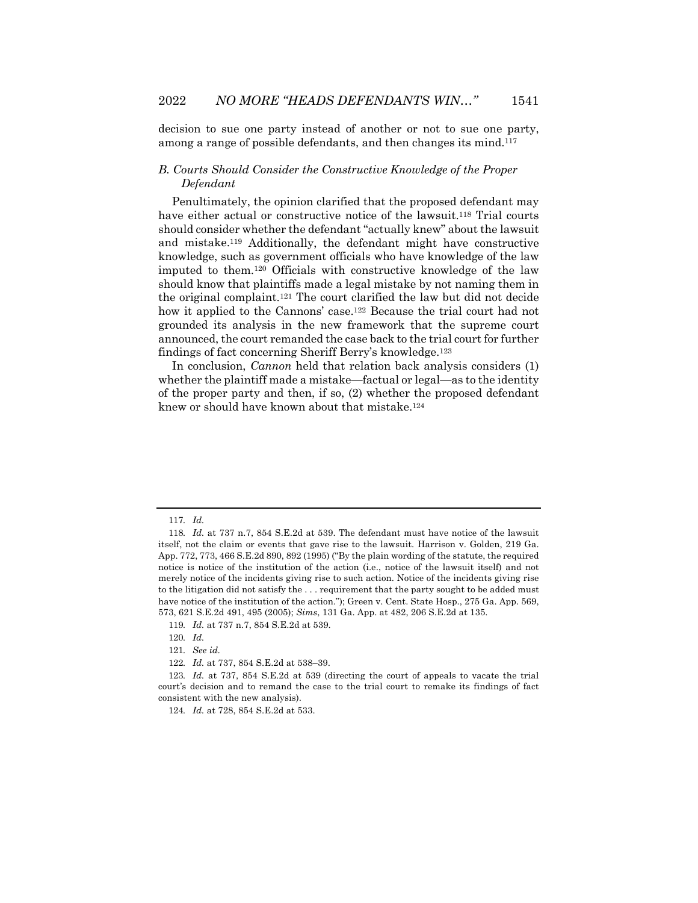decision to sue one party instead of another or not to sue one party, among a range of possible defendants, and then changes its mind.[117]

### B. Courts Should Consider the Constructive Knowledge of the Proper Defendant

Penultimately, the opinion clarified that the proposed defendant may have either actual or constructive notice of the lawsuit.[118] Trial courts should consider whether the defendant "actually knew" about the lawsuit and mistake.[119] Additionally, the defendant might have constructive knowledge, such as government officials who have knowledge of the law imputed to them.[120] Officials with constructive knowledge of the law should know that plaintiffs made a legal mistake by not naming them in the original complaint.[121] The court clarified the law but did not decide how it applied to the Cannons' case.[122] Because the trial court had not grounded its analysis in the new framework that the supreme court announced, the court remanded the case back to the trial court for further findings of fact concerning Sheriff Berry's knowledge.[123]

In conclusion, *Cannon* held that relation back analysis considers (1) whether the plaintiff made a mistake—factual or legal—as to the identity of the proper party and then, if so, (2) whether the proposed defendant knew or should have known about that mistake.[124]

---

117. *Id.*

118. *Id.* at 737 n.7, 854 S.E.2d at 539. The defendant must have notice of the lawsuit itself, not the claim or events that gave rise to the lawsuit. Harrison v. Golden, 219 Ga. App. 772, 773, 466 S.E.2d 890, 892 (1995) ("By the plain wording of the statute, the required notice is notice of the institution of the action (i.e., notice of the lawsuit itself) and not merely notice of the incidents giving rise to such action. Notice of the incidents giving rise to the litigation did not satisfy the . . . requirement that the party sought to be added must have notice of the institution of the action."); Green v. Cent. State Hosp., 275 Ga. App. 569, 573, 621 S.E.2d 491, 495 (2005); *Sims*, 131 Ga. App. at 482, 206 S.E.2d at 135.

119. *Id.* at 737 n.7, 854 S.E.2d at 539.

120. *Id.*

121. *See id.*

122. *Id.* at 737, 854 S.E.2d at 538–39.

123. *Id.* at 737, 854 S.E.2d at 539 (directing the court of appeals to vacate the trial court's decision and to remand the case to the trial court to remake its findings of fact consistent with the new analysis).

124. *Id.* at 728, 854 S.E.2d at 533.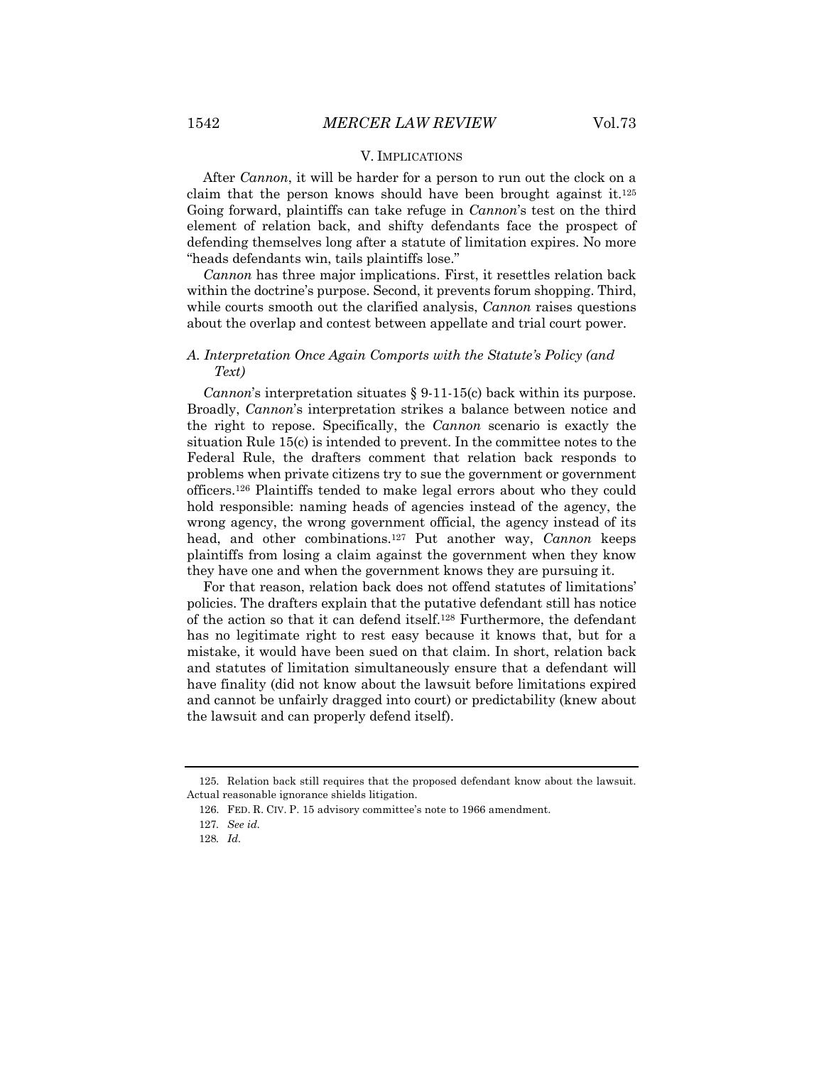## V. IMPLICATIONS

After *Cannon*, it will be harder for a person to run out the clock on a claim that the person knows should have been brought against it.[125] Going forward, plaintiffs can take refuge in *Cannon*'s test on the third element of relation back, and shifty defendants face the prospect of defending themselves long after a statute of limitation expires. No more "heads defendants win, tails plaintiffs lose."

*Cannon* has three major implications. First, it resettles relation back within the doctrine's purpose. Second, it prevents forum shopping. Third, while courts smooth out the clarified analysis, *Cannon* raises questions about the overlap and contest between appellate and trial court power.

### *A. Interpretation Once Again Comports with the Statute's Policy (and Text)*

*Cannon*'s interpretation situates § 9-11-15(c) back within its purpose. Broadly, *Cannon*'s interpretation strikes a balance between notice and the right to repose. Specifically, the *Cannon* scenario is exactly the situation Rule 15(c) is intended to prevent. In the committee notes to the Federal Rule, the drafters comment that relation back responds to problems when private citizens try to sue the government or government officers.[126] Plaintiffs tended to make legal errors about who they could hold responsible: naming heads of agencies instead of the agency, the wrong agency, the wrong government official, the agency instead of its head, and other combinations.[127] Put another way, *Cannon* keeps plaintiffs from losing a claim against the government when they know they have one and when the government knows they are pursuing it.

For that reason, relation back does not offend statutes of limitations' policies. The drafters explain that the putative defendant still has notice of the action so that it can defend itself.[128] Furthermore, the defendant has no legitimate right to rest easy because it knows that, but for a mistake, it would have been sued on that claim. In short, relation back and statutes of limitation simultaneously ensure that a defendant will have finality (did not know about the lawsuit before limitations expired and cannot be unfairly dragged into court) or predictability (knew about the lawsuit and can properly defend itself).

---

125. Relation back still requires that the proposed defendant know about the lawsuit. Actual reasonable ignorance shields litigation.

126. FED. R. CIV. P. 15 advisory committee's note to 1966 amendment.

127. *See id.*

128. *Id.*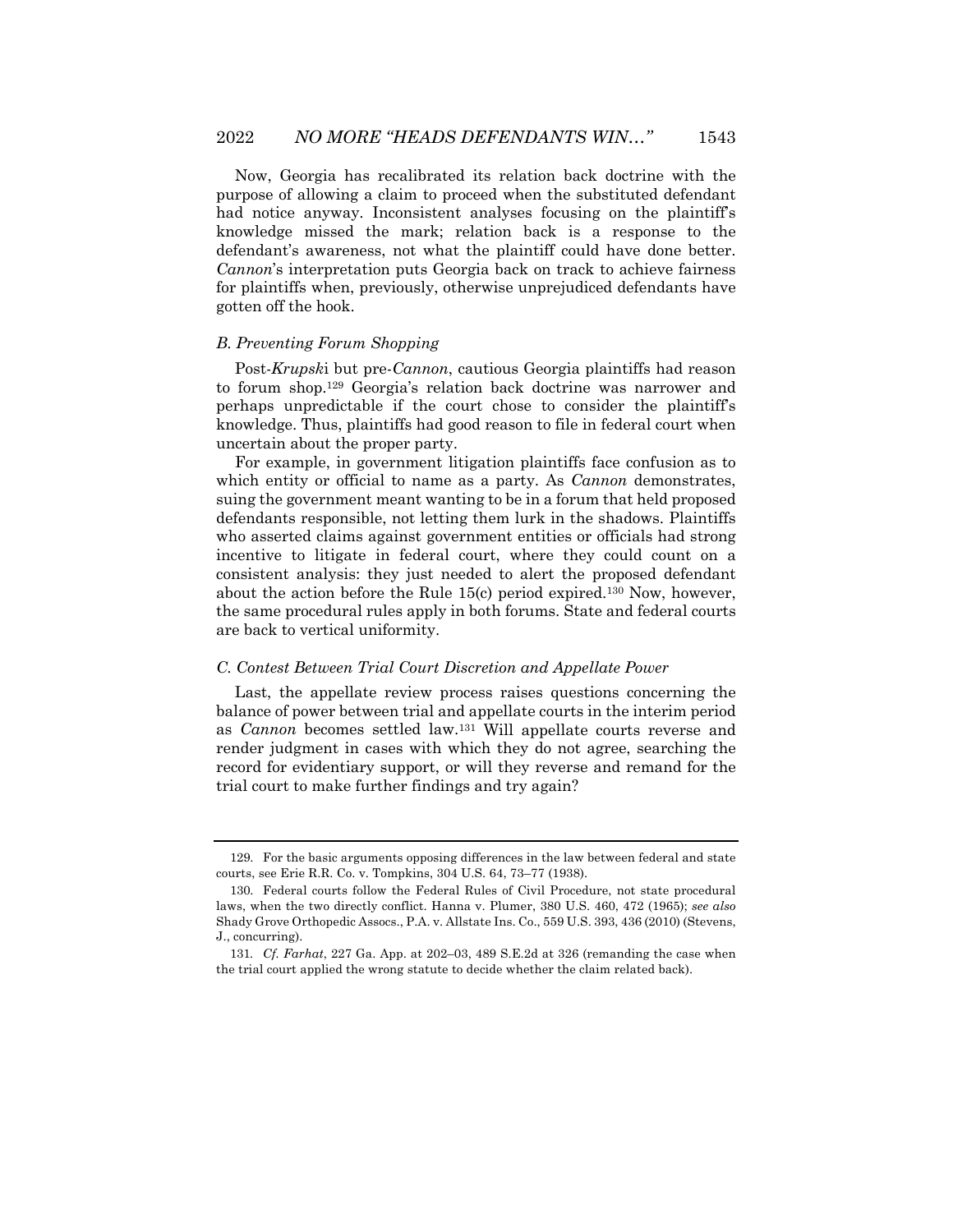Now, Georgia has recalibrated its relation back doctrine with the purpose of allowing a claim to proceed when the substituted defendant had notice anyway. Inconsistent analyses focusing on the plaintiff's knowledge missed the mark; relation back is a response to the defendant's awareness, not what the plaintiff could have done better. *Cannon*'s interpretation puts Georgia back on track to achieve fairness for plaintiffs when, previously, otherwise unprejudiced defendants have gotten off the hook.

### *B. Preventing Forum Shopping*

Post-*Krupsk*i but pre-*Cannon*, cautious Georgia plaintiffs had reason to forum shop.[129] Georgia's relation back doctrine was narrower and perhaps unpredictable if the court chose to consider the plaintiff's knowledge. Thus, plaintiffs had good reason to file in federal court when uncertain about the proper party.

For example, in government litigation plaintiffs face confusion as to which entity or official to name as a party. As *Cannon* demonstrates, suing the government meant wanting to be in a forum that held proposed defendants responsible, not letting them lurk in the shadows. Plaintiffs who asserted claims against government entities or officials had strong incentive to litigate in federal court, where they could count on a consistent analysis: they just needed to alert the proposed defendant about the action before the Rule 15(c) period expired.[130] Now, however, the same procedural rules apply in both forums. State and federal courts are back to vertical uniformity.

### *C. Contest Between Trial Court Discretion and Appellate Power*

Last, the appellate review process raises questions concerning the balance of power between trial and appellate courts in the interim period as *Cannon* becomes settled law.[131] Will appellate courts reverse and render judgment in cases with which they do not agree, searching the record for evidentiary support, or will they reverse and remand for the trial court to make further findings and try again?

---

129. For the basic arguments opposing differences in the law between federal and state courts, see Erie R.R. Co. v. Tompkins, 304 U.S. 64, 73–77 (1938).

130. Federal courts follow the Federal Rules of Civil Procedure, not state procedural laws, when the two directly conflict. Hanna v. Plumer, 380 U.S. 460, 472 (1965); *see also* Shady Grove Orthopedic Assocs., P.A. v. Allstate Ins. Co., 559 U.S. 393, 436 (2010) (Stevens, J., concurring).

131. *Cf. Farhat*, 227 Ga. App. at 202–03, 489 S.E.2d at 326 (remanding the case when the trial court applied the wrong statute to decide whether the claim related back).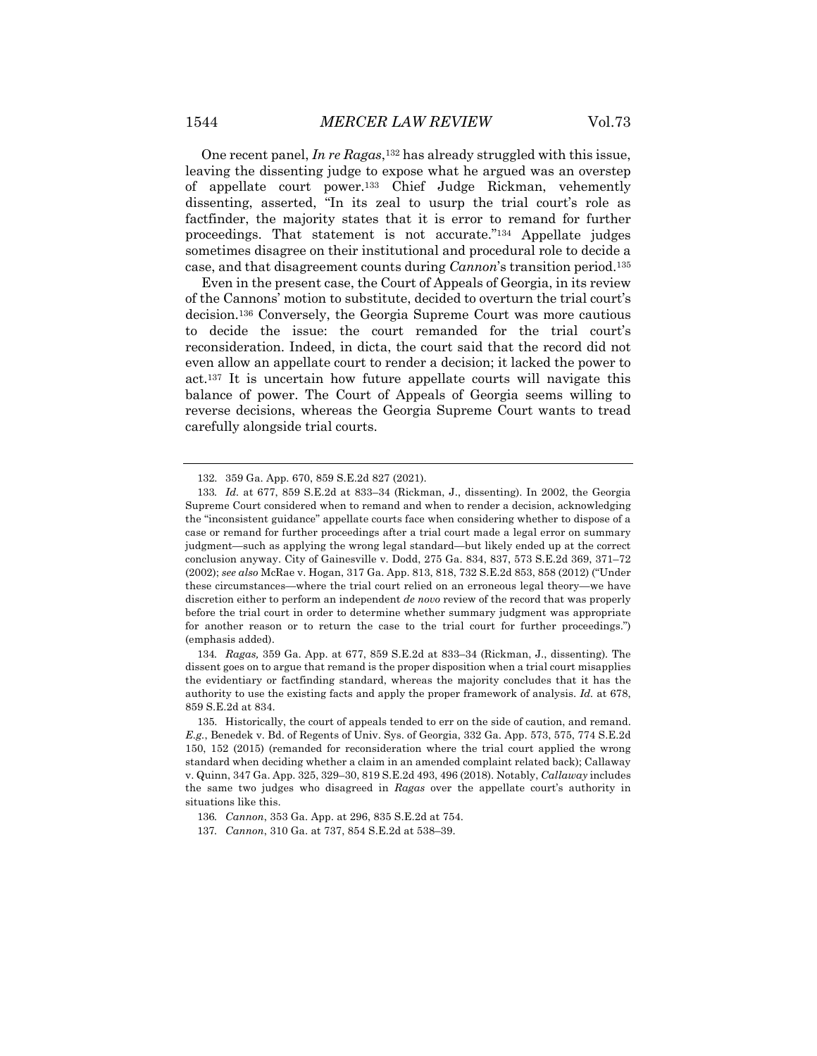One recent panel, *In re Ragas*,[132] has already struggled with this issue, leaving the dissenting judge to expose what he argued was an overstep of appellate court power.[133] Chief Judge Rickman, vehemently dissenting, asserted, "In its zeal to usurp the trial court's role as factfinder, the majority states that it is error to remand for further proceedings. That statement is not accurate."[134] Appellate judges sometimes disagree on their institutional and procedural role to decide a case, and that disagreement counts during *Cannon*'s transition period.[135]

Even in the present case, the Court of Appeals of Georgia, in its review of the Cannons' motion to substitute, decided to overturn the trial court's decision.[136] Conversely, the Georgia Supreme Court was more cautious to decide the issue: the court remanded for the trial court's reconsideration. Indeed, in dicta, the court said that the record did not even allow an appellate court to render a decision; it lacked the power to act.[137] It is uncertain how future appellate courts will navigate this balance of power. The Court of Appeals of Georgia seems willing to reverse decisions, whereas the Georgia Supreme Court wants to tread carefully alongside trial courts.

---

132. 359 Ga. App. 670, 859 S.E.2d 827 (2021).

133. *Id.* at 677, 859 S.E.2d at 833–34 (Rickman, J., dissenting). In 2002, the Georgia Supreme Court considered when to remand and when to render a decision, acknowledging the "inconsistent guidance" appellate courts face when considering whether to dispose of a case or remand for further proceedings after a trial court made a legal error on summary judgment—such as applying the wrong legal standard—but likely ended up at the correct conclusion anyway. City of Gainesville v. Dodd, 275 Ga. 834, 837, 573 S.E.2d 369, 371–72 (2002); *see also* McRae v. Hogan, 317 Ga. App. 813, 818, 732 S.E.2d 853, 858 (2012) ("Under these circumstances—where the trial court relied on an erroneous legal theory—we have discretion either to perform an independent *de novo* review of the record that was properly before the trial court in order to determine whether summary judgment was appropriate for another reason or to return the case to the trial court for further proceedings.") (emphasis added).

134. *Ragas,* 359 Ga. App. at 677, 859 S.E.2d at 833–34 (Rickman, J., dissenting). The dissent goes on to argue that remand is the proper disposition when a trial court misapplies the evidentiary or factfinding standard, whereas the majority concludes that it has the authority to use the existing facts and apply the proper framework of analysis. *Id.* at 678, 859 S.E.2d at 834.

135. Historically, the court of appeals tended to err on the side of caution, and remand. *E.g.*, Benedek v. Bd. of Regents of Univ. Sys. of Georgia, 332 Ga. App. 573, 575, 774 S.E.2d 150, 152 (2015) (remanded for reconsideration where the trial court applied the wrong standard when deciding whether a claim in an amended complaint related back); Callaway v. Quinn, 347 Ga. App. 325, 329–30, 819 S.E.2d 493, 496 (2018). Notably, *Callaway* includes the same two judges who disagreed in *Ragas* over the appellate court's authority in situations like this.

136. *Cannon*, 353 Ga. App. at 296, 835 S.E.2d at 754.

137. *Cannon*, 310 Ga. at 737, 854 S.E.2d at 538–39.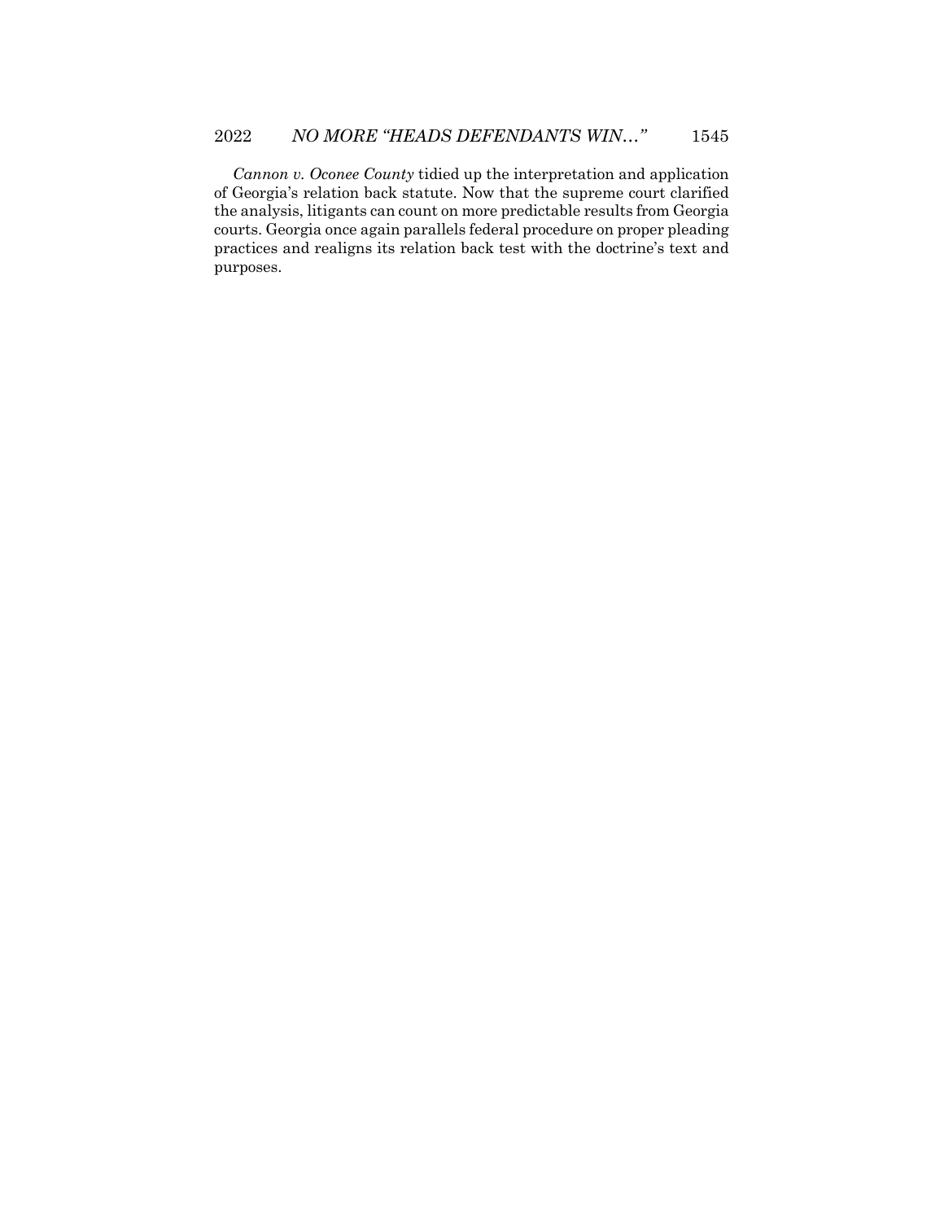*Cannon v. Oconee County* tidied up the interpretation and application of Georgia's relation back statute. Now that the supreme court clarified the analysis, litigants can count on more predictable results from Georgia courts. Georgia once again parallels federal procedure on proper pleading practices and realigns its relation back test with the doctrine's text and purposes.